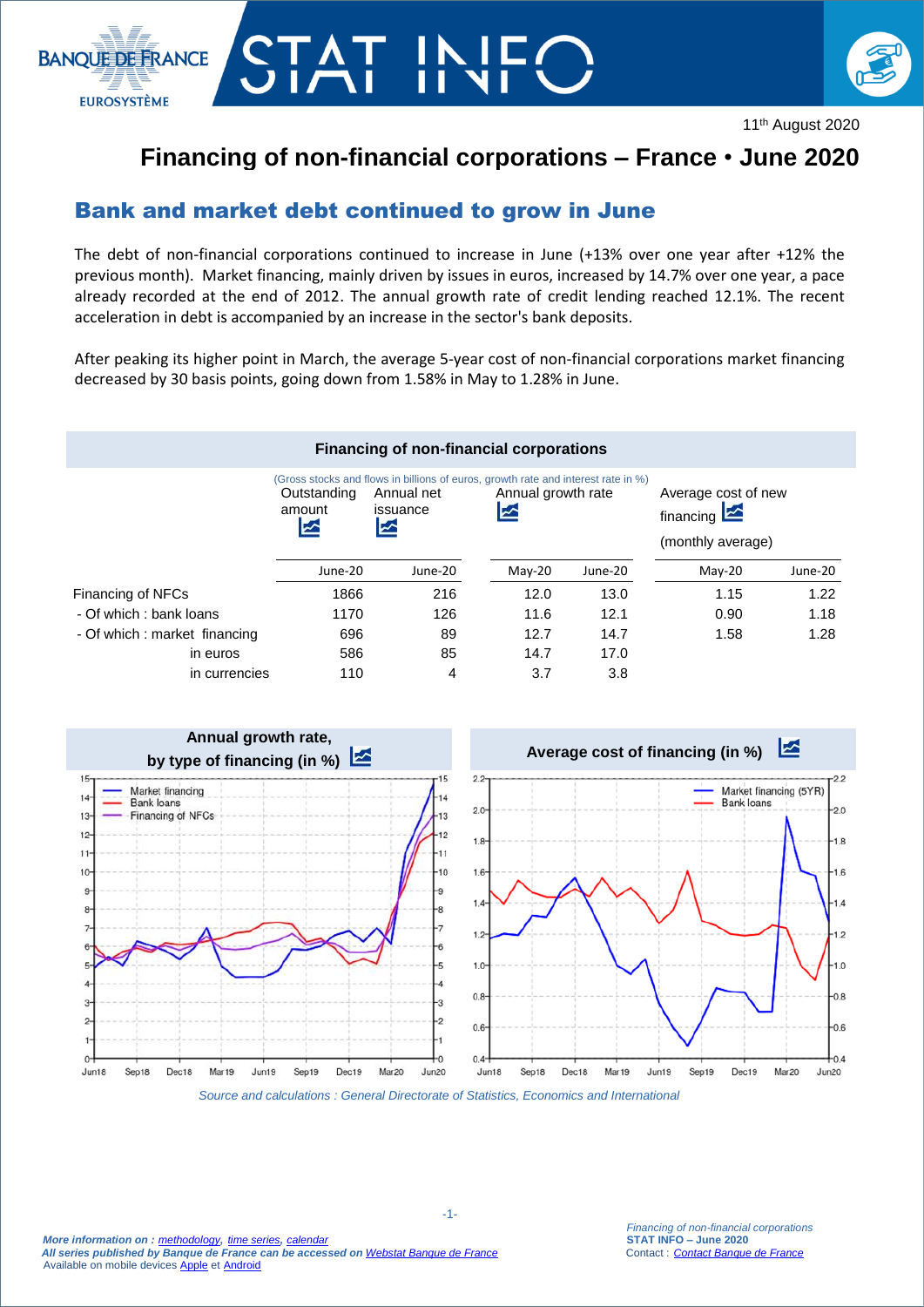11th August 2020

# Financing of non-financial corporations – France • June 2020

## Bank and market debt continued to grow in June

The debt of non-financial corporations continued to increase in June (+13% over one year after +12% the previous month). Market financing, mainly driven by issues in euros, increased by 14.7% over one year, a pace already recorded at the end of 2012. The annual growth rate of credit lending reached 12.1%. The recent acceleration in debt is accompanied by an increase in the sector's bank deposits.

After peaking its higher point in March, the average 5-year cost of non-financial corporations market financing decreased by 30 basis points, going down from 1.58% in May to 1.28% in June.

**Financing of non-financial corporations**

(Gross stocks and flows in billions of euros, growth rate and interest rate in %)

| | Outstanding amount | Annual net issuance | Annual growth rate | | Average cost of new financing (monthly average) | |
|---|---|---|---|---|---|---|
| | June-20 | June-20 | May-20 | June-20 | May-20 | June-20 |
| Financing of NFCs | 1866 | 216 | 12.0 | 13.0 | 1.15 | 1.22 |
| - Of which : bank loans | 1170 | 126 | 11.6 | 12.1 | 0.90 | 1.18 |
| - Of which : market financing | 696 | 89 | 12.7 | 14.7 | 1.58 | 1.28 |
| in euros | 586 | 85 | 14.7 | 17.0 | | |
| in currencies | 110 | 4 | 3.7 | 3.8 | | |

**Annual growth rate, by type of financing (in %)**

**Average cost of financing (in %)**

*Source and calculations : General Directorate of Statistics, Economics and International*

*More information on : methodology, time series, calendar*
*All series published by Banque de France can be accessed on Webstat Banque de France*
Available on mobile devices Apple et Android

*Financing of non-financial corporations*
**STAT INFO – June 2020**
Contact : *Contact Banque de France*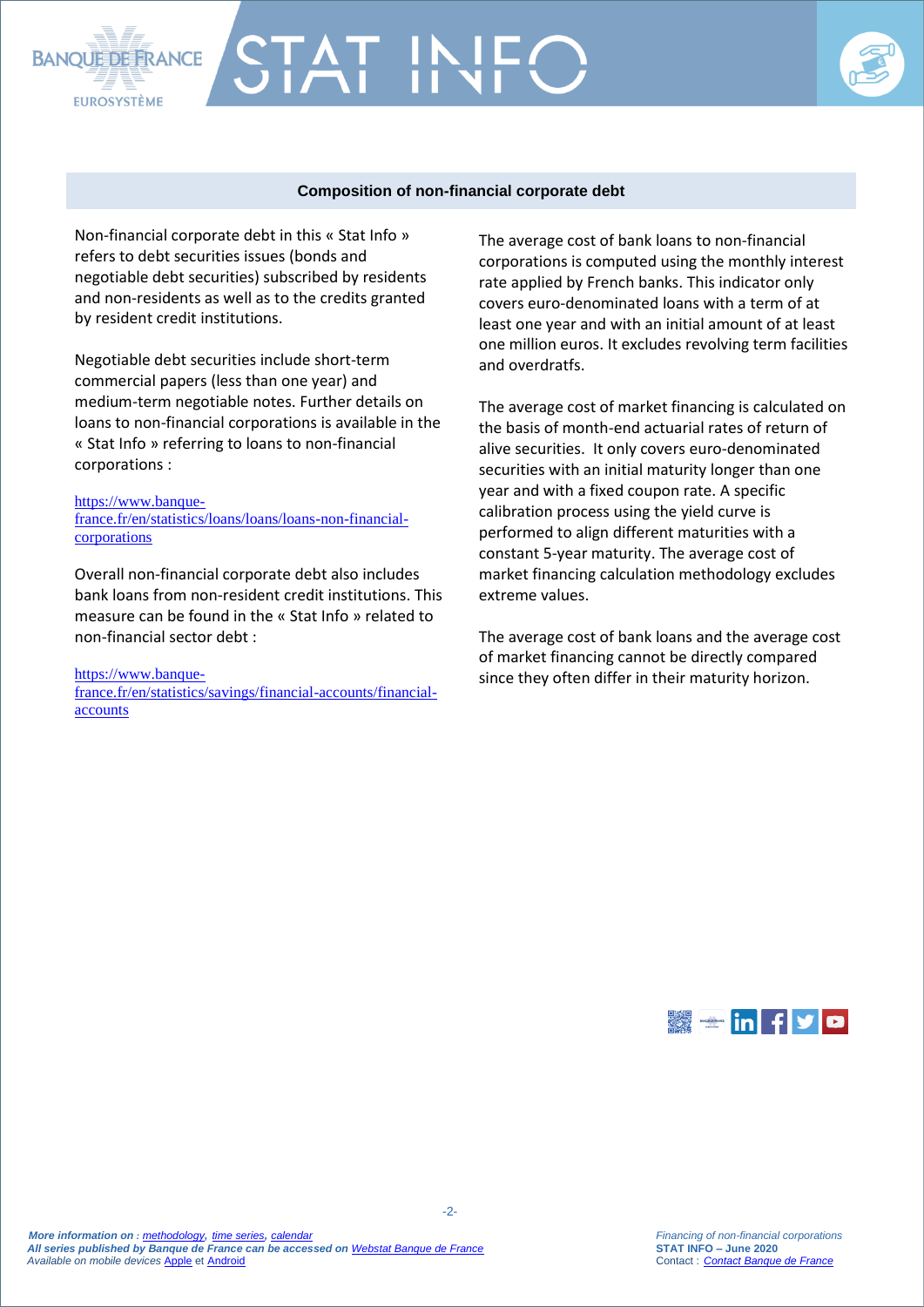## Composition of non-financial corporate debt

Non-financial corporate debt in this « Stat Info » refers to debt securities issues (bonds and negotiable debt securities) subscribed by residents and non-residents as well as to the credits granted by resident credit institutions.

Negotiable debt securities include short-term commercial papers (less than one year) and medium-term negotiable notes. Further details on loans to non-financial corporations is available in the « Stat Info » referring to loans to non-financial corporations :

https://www.banque-france.fr/en/statistics/loans/loans/loans-non-financial-corporations

Overall non-financial corporate debt also includes bank loans from non-resident credit institutions. This measure can be found in the « Stat Info » related to non-financial sector debt :

https://www.banque-france.fr/en/statistics/savings/financial-accounts/financial-accounts

The average cost of bank loans to non-financial corporations is computed using the monthly interest rate applied by French banks. This indicator only covers euro-denominated loans with a term of at least one year and with an initial amount of at least one million euros. It excludes revolving term facilities and overdratfs.

The average cost of market financing is calculated on the basis of month-end actuarial rates of return of alive securities. It only covers euro-denominated securities with an initial maturity longer than one year and with a fixed coupon rate. A specific calibration process using the yield curve is performed to align different maturities with a constant 5-year maturity. The average cost of market financing calculation methodology excludes extreme values.

The average cost of bank loans and the average cost of market financing cannot be directly compared since they often differ in their maturity horizon.